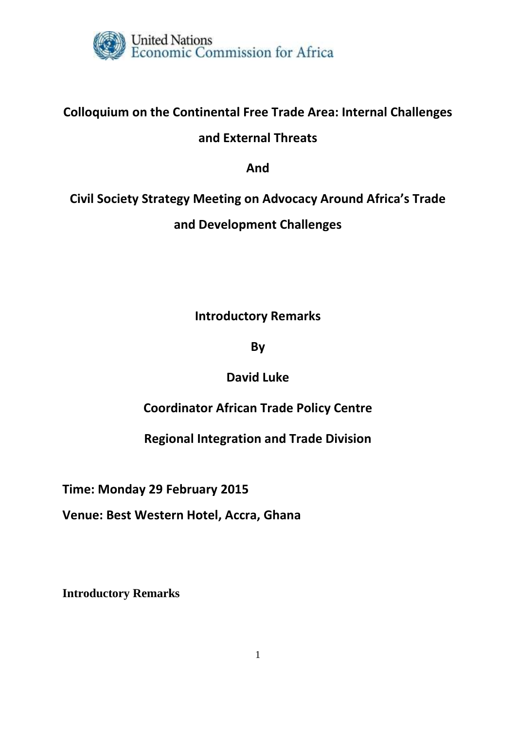United Nations
Economic Commission for Africa

**Colloquium on the Continental Free Trade Area: Internal Challenges and External Threats**

**And**

**Civil Society Strategy Meeting on Advocacy Around Africa's Trade and Development Challenges**

**Introductory Remarks**

**By**

**David Luke**

**Coordinator African Trade Policy Centre**

**Regional Integration and Trade Division**

**Time: Monday 29 February 2015**

**Venue: Best Western Hotel, Accra, Ghana**

**Introductory Remarks**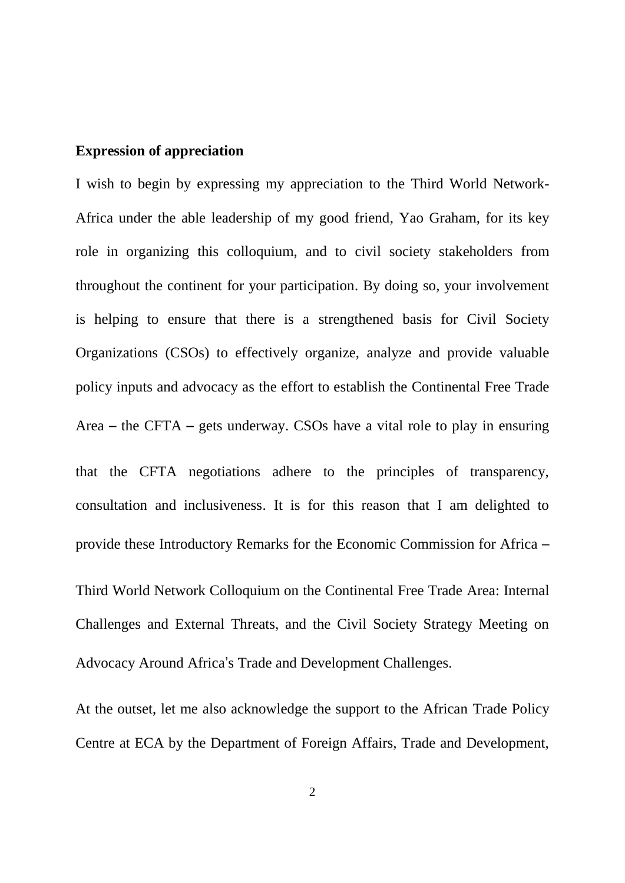**Expression of appreciation**

I wish to begin by expressing my appreciation to the Third World Network-Africa under the able leadership of my good friend, Yao Graham, for its key role in organizing this colloquium, and to civil society stakeholders from throughout the continent for your participation. By doing so, your involvement is helping to ensure that there is a strengthened basis for Civil Society Organizations (CSOs) to effectively organize, analyze and provide valuable policy inputs and advocacy as the effort to establish the Continental Free Trade Area – the CFTA – gets underway. CSOs have a vital role to play in ensuring that the CFTA negotiations adhere to the principles of transparency, consultation and inclusiveness. It is for this reason that I am delighted to provide these Introductory Remarks for the Economic Commission for Africa – Third World Network Colloquium on the Continental Free Trade Area: Internal Challenges and External Threats, and the Civil Society Strategy Meeting on Advocacy Around Africa's Trade and Development Challenges.

At the outset, let me also acknowledge the support to the African Trade Policy Centre at ECA by the Department of Foreign Affairs, Trade and Development,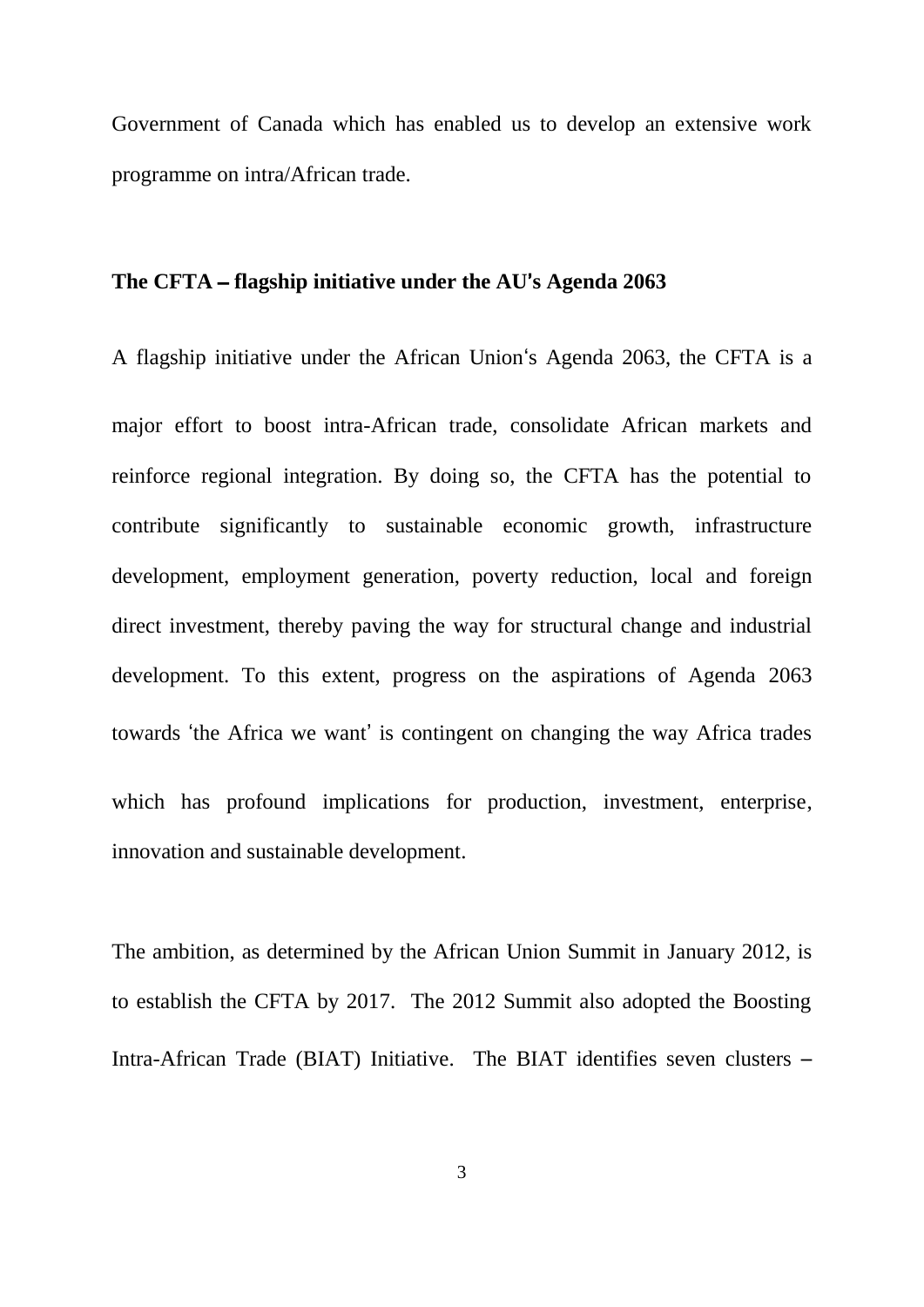Government of Canada which has enabled us to develop an extensive work programme on intra/African trade.

**The CFTA – flagship initiative under the AU's Agenda 2063**

A flagship initiative under the African Union's Agenda 2063, the CFTA is a major effort to boost intra-African trade, consolidate African markets and reinforce regional integration. By doing so, the CFTA has the potential to contribute significantly to sustainable economic growth, infrastructure development, employment generation, poverty reduction, local and foreign direct investment, thereby paving the way for structural change and industrial development. To this extent, progress on the aspirations of Agenda 2063 towards 'the Africa we want' is contingent on changing the way Africa trades which has profound implications for production, investment, enterprise, innovation and sustainable development.

The ambition, as determined by the African Union Summit in January 2012, is to establish the CFTA by 2017. The 2012 Summit also adopted the Boosting Intra-African Trade (BIAT) Initiative. The BIAT identifies seven clusters –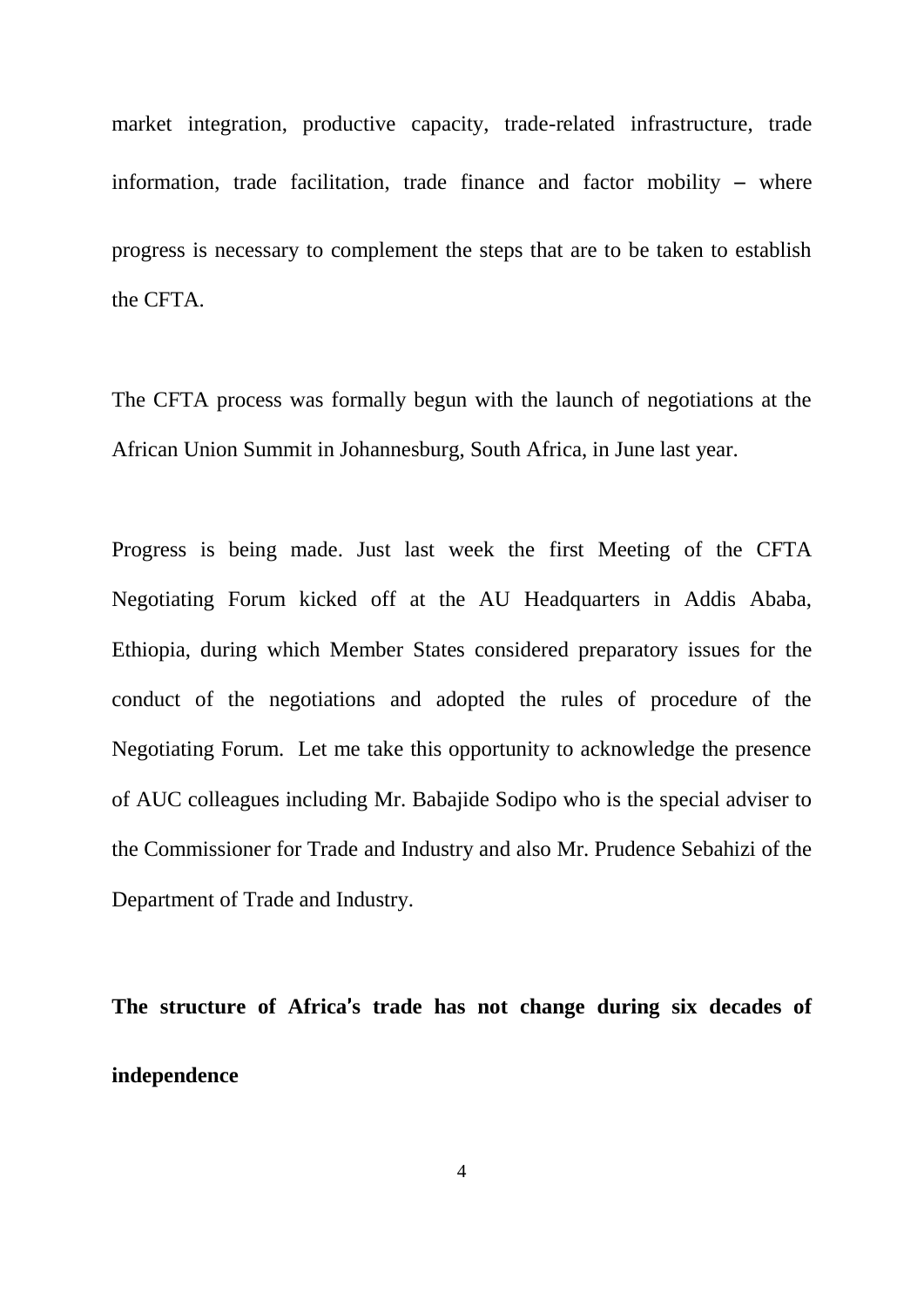market integration, productive capacity, trade-related infrastructure, trade information, trade facilitation, trade finance and factor mobility – where progress is necessary to complement the steps that are to be taken to establish the CFTA.

The CFTA process was formally begun with the launch of negotiations at the African Union Summit in Johannesburg, South Africa, in June last year.

Progress is being made. Just last week the first Meeting of the CFTA Negotiating Forum kicked off at the AU Headquarters in Addis Ababa, Ethiopia, during which Member States considered preparatory issues for the conduct of the negotiations and adopted the rules of procedure of the Negotiating Forum. Let me take this opportunity to acknowledge the presence of AUC colleagues including Mr. Babajide Sodipo who is the special adviser to the Commissioner for Trade and Industry and also Mr. Prudence Sebahizi of the Department of Trade and Industry.

**The structure of Africa's trade has not change during six decades of independence**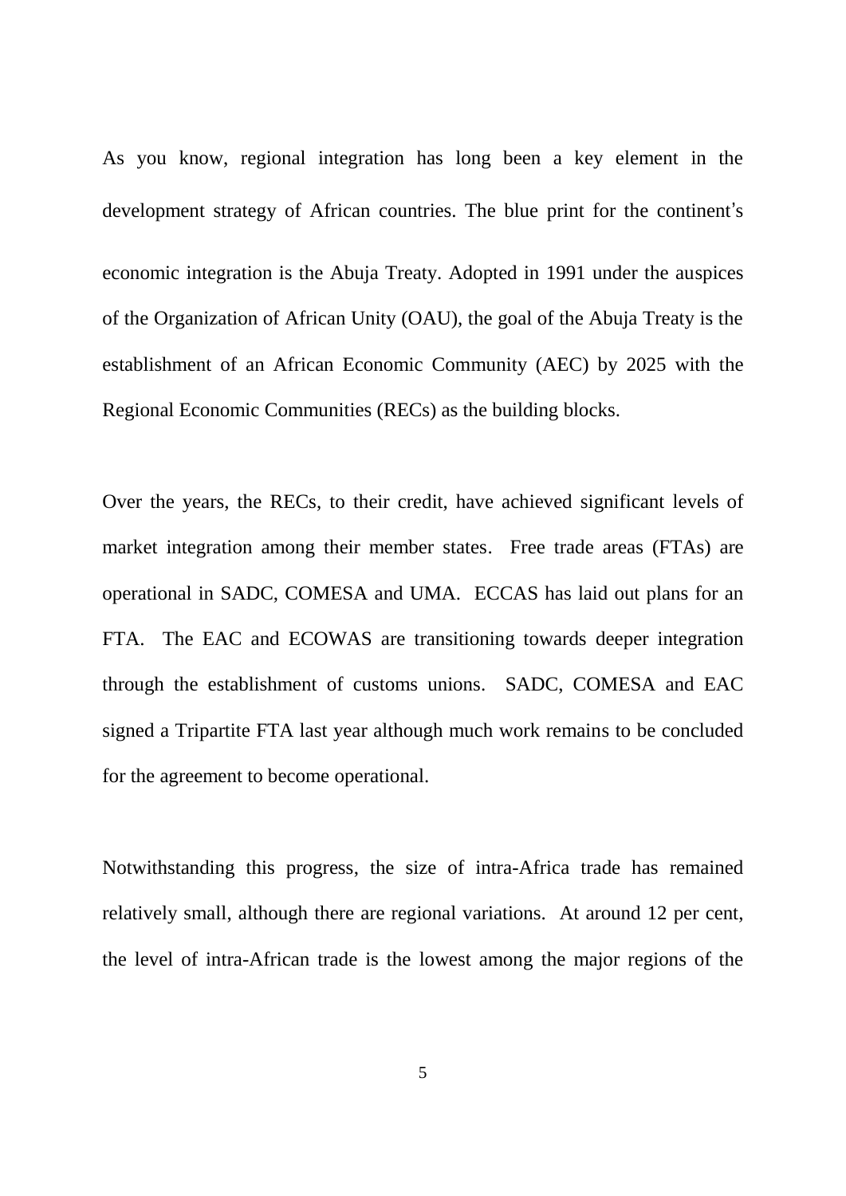As you know, regional integration has long been a key element in the development strategy of African countries. The blue print for the continent's economic integration is the Abuja Treaty. Adopted in 1991 under the auspices of the Organization of African Unity (OAU), the goal of the Abuja Treaty is the establishment of an African Economic Community (AEC) by 2025 with the Regional Economic Communities (RECs) as the building blocks.

Over the years, the RECs, to their credit, have achieved significant levels of market integration among their member states. Free trade areas (FTAs) are operational in SADC, COMESA and UMA. ECCAS has laid out plans for an FTA. The EAC and ECOWAS are transitioning towards deeper integration through the establishment of customs unions. SADC, COMESA and EAC signed a Tripartite FTA last year although much work remains to be concluded for the agreement to become operational.

Notwithstanding this progress, the size of intra-Africa trade has remained relatively small, although there are regional variations. At around 12 per cent, the level of intra-African trade is the lowest among the major regions of the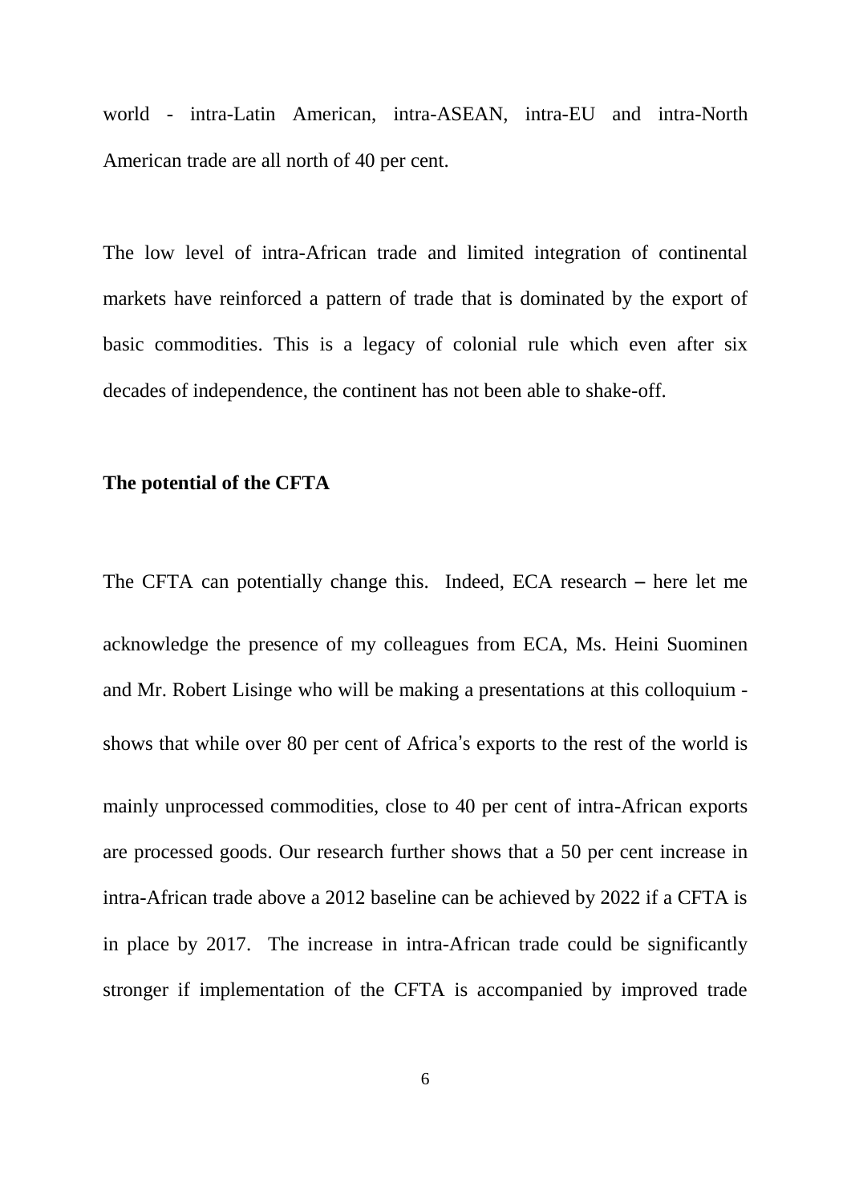world - intra-Latin American, intra-ASEAN, intra-EU and intra-North American trade are all north of 40 per cent.

The low level of intra-African trade and limited integration of continental markets have reinforced a pattern of trade that is dominated by the export of basic commodities. This is a legacy of colonial rule which even after six decades of independence, the continent has not been able to shake-off.

**The potential of the CFTA**

The CFTA can potentially change this. Indeed, ECA research – here let me acknowledge the presence of my colleagues from ECA, Ms. Heini Suominen and Mr. Robert Lisinge who will be making a presentations at this colloquium - shows that while over 80 per cent of Africa's exports to the rest of the world is mainly unprocessed commodities, close to 40 per cent of intra-African exports are processed goods. Our research further shows that a 50 per cent increase in intra-African trade above a 2012 baseline can be achieved by 2022 if a CFTA is in place by 2017. The increase in intra-African trade could be significantly stronger if implementation of the CFTA is accompanied by improved trade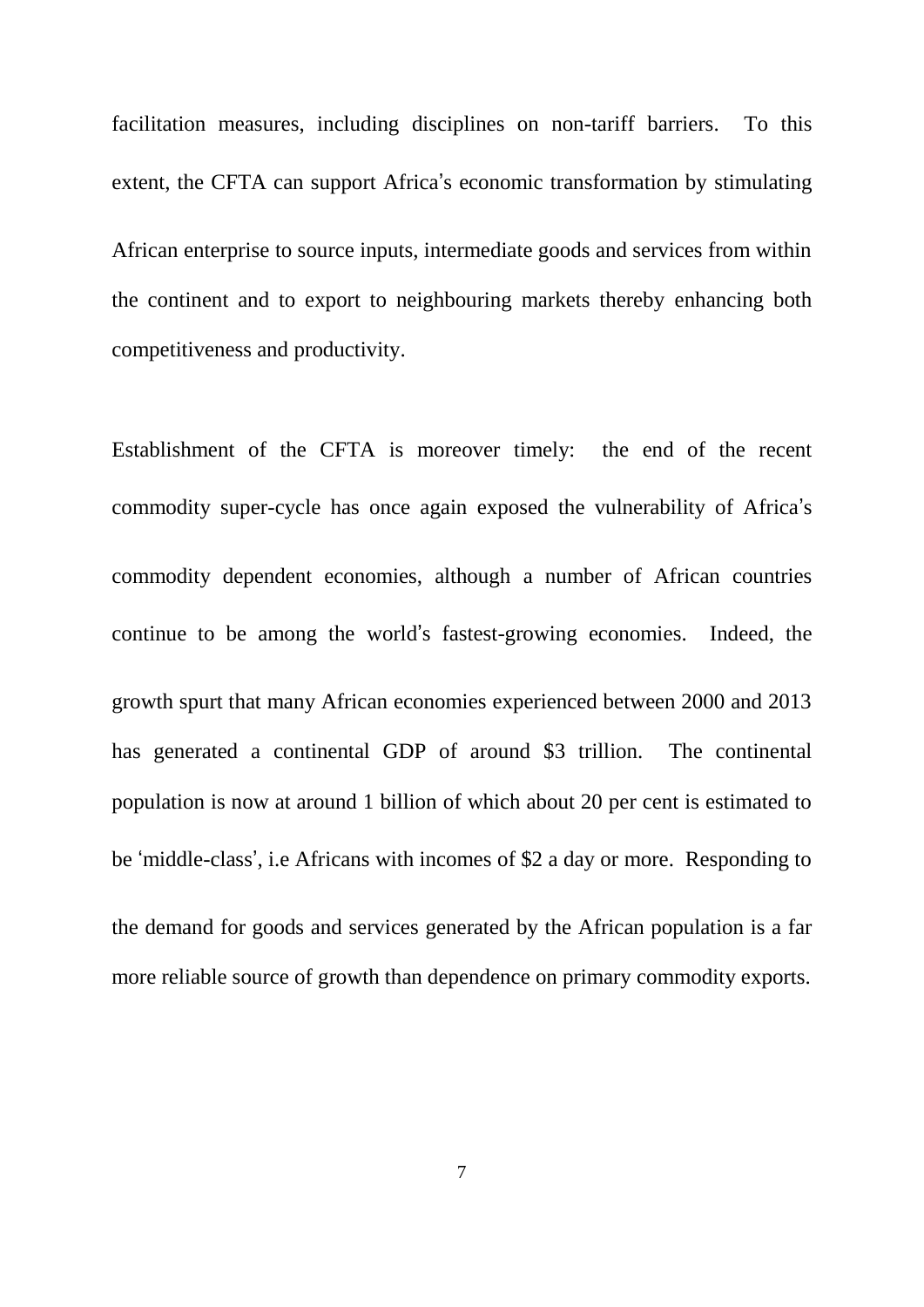facilitation measures, including disciplines on non-tariff barriers. To this extent, the CFTA can support Africa's economic transformation by stimulating African enterprise to source inputs, intermediate goods and services from within the continent and to export to neighbouring markets thereby enhancing both competitiveness and productivity.

Establishment of the CFTA is moreover timely: the end of the recent commodity super-cycle has once again exposed the vulnerability of Africa's commodity dependent economies, although a number of African countries continue to be among the world's fastest-growing economies. Indeed, the growth spurt that many African economies experienced between 2000 and 2013 has generated a continental GDP of around $3 trillion. The continental population is now at around 1 billion of which about 20 per cent is estimated to be 'middle-class', i.e Africans with incomes of $2 a day or more. Responding to the demand for goods and services generated by the African population is a far more reliable source of growth than dependence on primary commodity exports.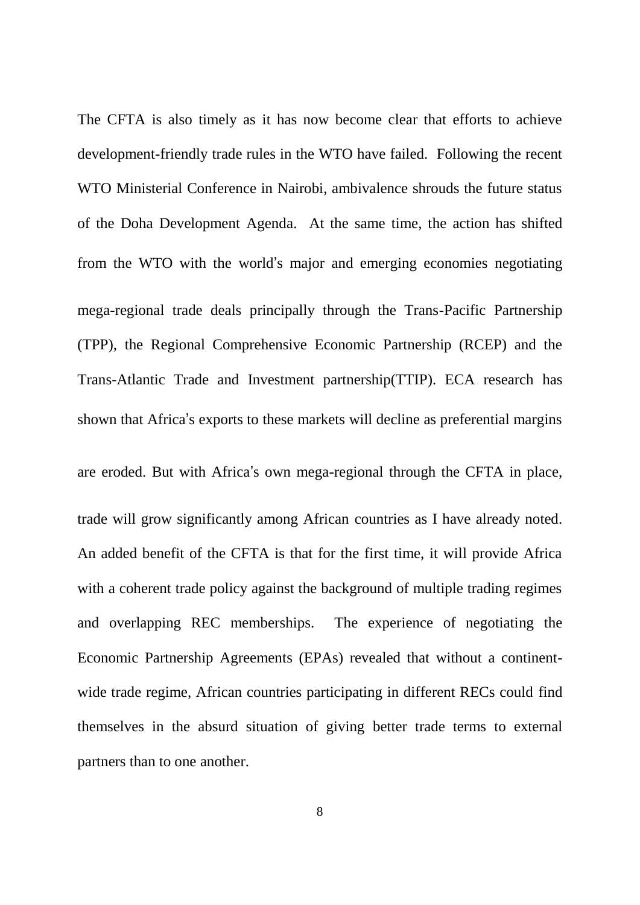The CFTA is also timely as it has now become clear that efforts to achieve development-friendly trade rules in the WTO have failed. Following the recent WTO Ministerial Conference in Nairobi, ambivalence shrouds the future status of the Doha Development Agenda. At the same time, the action has shifted from the WTO with the world's major and emerging economies negotiating mega-regional trade deals principally through the Trans-Pacific Partnership (TPP), the Regional Comprehensive Economic Partnership (RCEP) and the Trans-Atlantic Trade and Investment partnership(TTIP). ECA research has shown that Africa's exports to these markets will decline as preferential margins are eroded. But with Africa's own mega-regional through the CFTA in place, trade will grow significantly among African countries as I have already noted. An added benefit of the CFTA is that for the first time, it will provide Africa with a coherent trade policy against the background of multiple trading regimes and overlapping REC memberships. The experience of negotiating the Economic Partnership Agreements (EPAs) revealed that without a continent-wide trade regime, African countries participating in different RECs could find themselves in the absurd situation of giving better trade terms to external partners than to one another.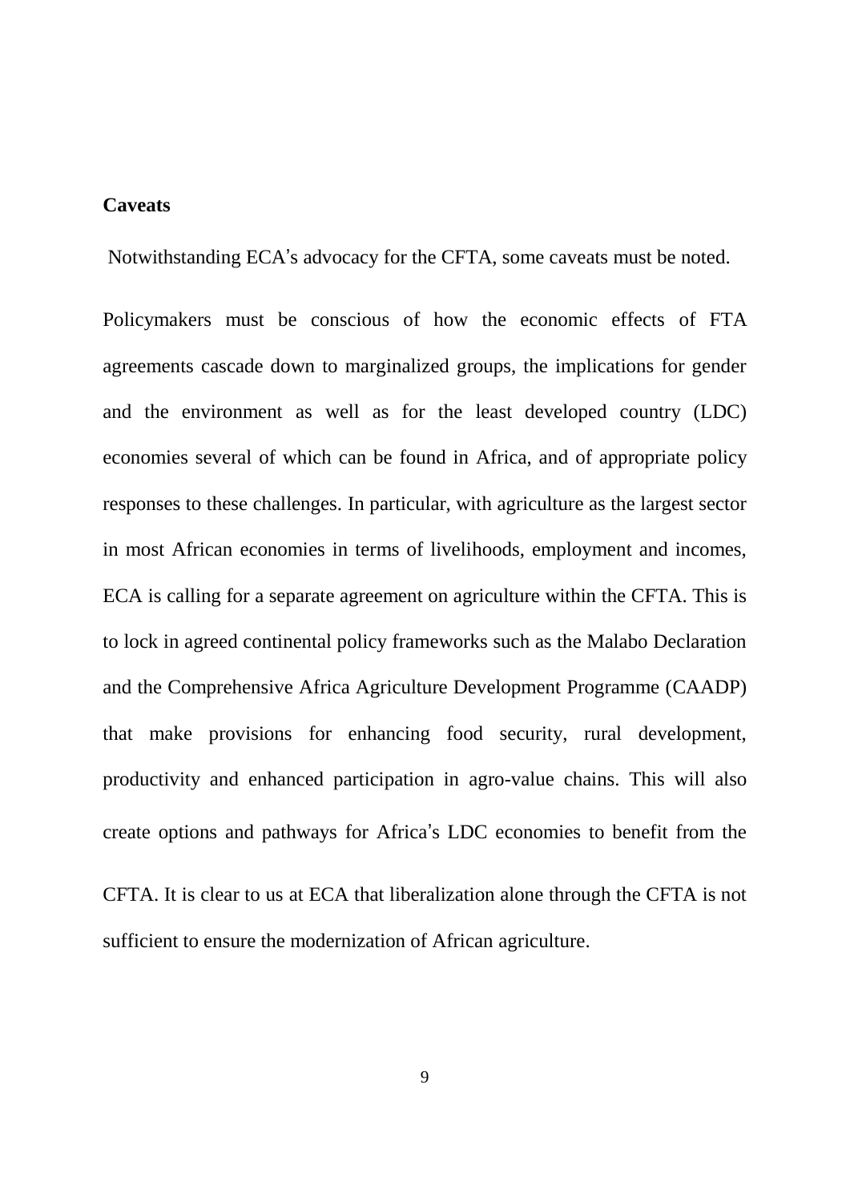**Caveats**

Notwithstanding ECA's advocacy for the CFTA, some caveats must be noted.

Policymakers must be conscious of how the economic effects of FTA agreements cascade down to marginalized groups, the implications for gender and the environment as well as for the least developed country (LDC) economies several of which can be found in Africa, and of appropriate policy responses to these challenges. In particular, with agriculture as the largest sector in most African economies in terms of livelihoods, employment and incomes, ECA is calling for a separate agreement on agriculture within the CFTA. This is to lock in agreed continental policy frameworks such as the Malabo Declaration and the Comprehensive Africa Agriculture Development Programme (CAADP) that make provisions for enhancing food security, rural development, productivity and enhanced participation in agro-value chains. This will also create options and pathways for Africa's LDC economies to benefit from the CFTA. It is clear to us at ECA that liberalization alone through the CFTA is not sufficient to ensure the modernization of African agriculture.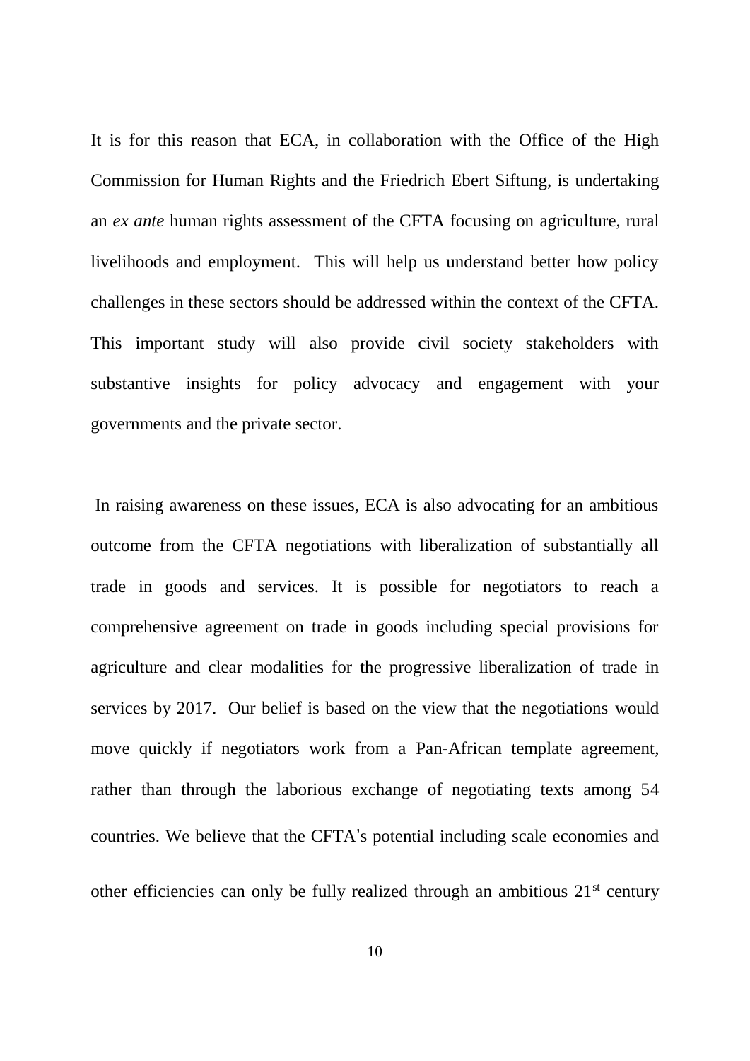It is for this reason that ECA, in collaboration with the Office of the High Commission for Human Rights and the Friedrich Ebert Siftung, is undertaking an *ex ante* human rights assessment of the CFTA focusing on agriculture, rural livelihoods and employment. This will help us understand better how policy challenges in these sectors should be addressed within the context of the CFTA. This important study will also provide civil society stakeholders with substantive insights for policy advocacy and engagement with your governments and the private sector.

In raising awareness on these issues, ECA is also advocating for an ambitious outcome from the CFTA negotiations with liberalization of substantially all trade in goods and services. It is possible for negotiators to reach a comprehensive agreement on trade in goods including special provisions for agriculture and clear modalities for the progressive liberalization of trade in services by 2017. Our belief is based on the view that the negotiations would move quickly if negotiators work from a Pan-African template agreement, rather than through the laborious exchange of negotiating texts among 54 countries. We believe that the CFTA's potential including scale economies and other efficiencies can only be fully realized through an ambitious 21st century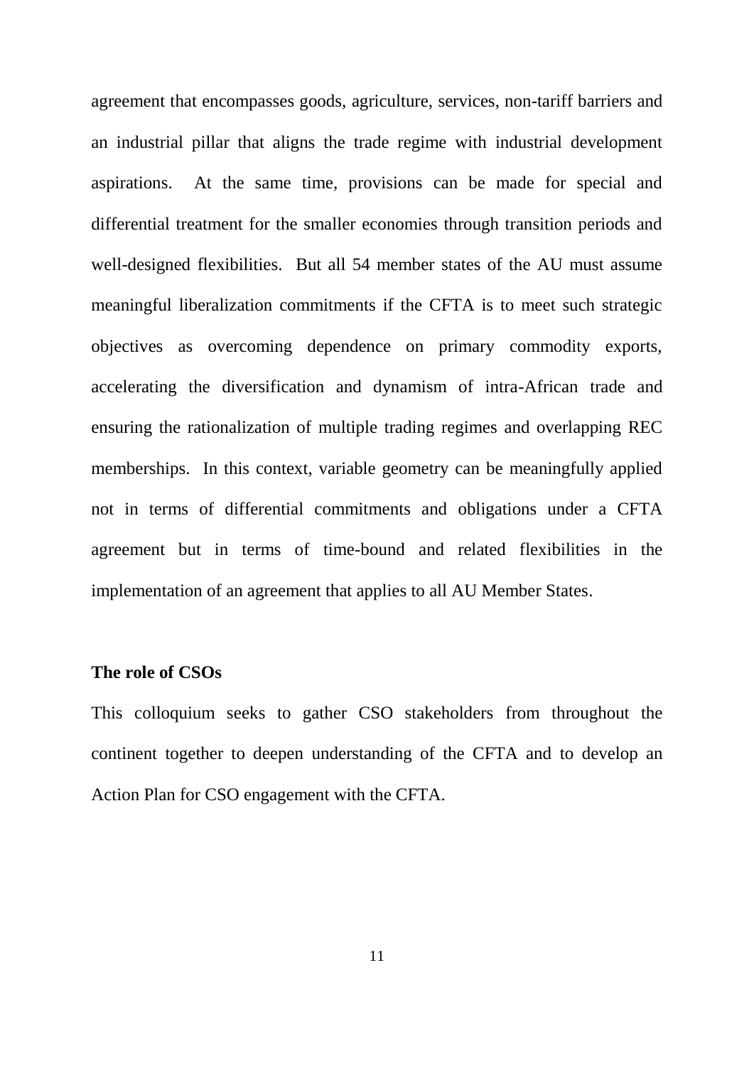agreement that encompasses goods, agriculture, services, non-tariff barriers and an industrial pillar that aligns the trade regime with industrial development aspirations. At the same time, provisions can be made for special and differential treatment for the smaller economies through transition periods and well-designed flexibilities. But all 54 member states of the AU must assume meaningful liberalization commitments if the CFTA is to meet such strategic objectives as overcoming dependence on primary commodity exports, accelerating the diversification and dynamism of intra-African trade and ensuring the rationalization of multiple trading regimes and overlapping REC memberships. In this context, variable geometry can be meaningfully applied not in terms of differential commitments and obligations under a CFTA agreement but in terms of time-bound and related flexibilities in the implementation of an agreement that applies to all AU Member States.

**The role of CSOs**

This colloquium seeks to gather CSO stakeholders from throughout the continent together to deepen understanding of the CFTA and to develop an Action Plan for CSO engagement with the CFTA.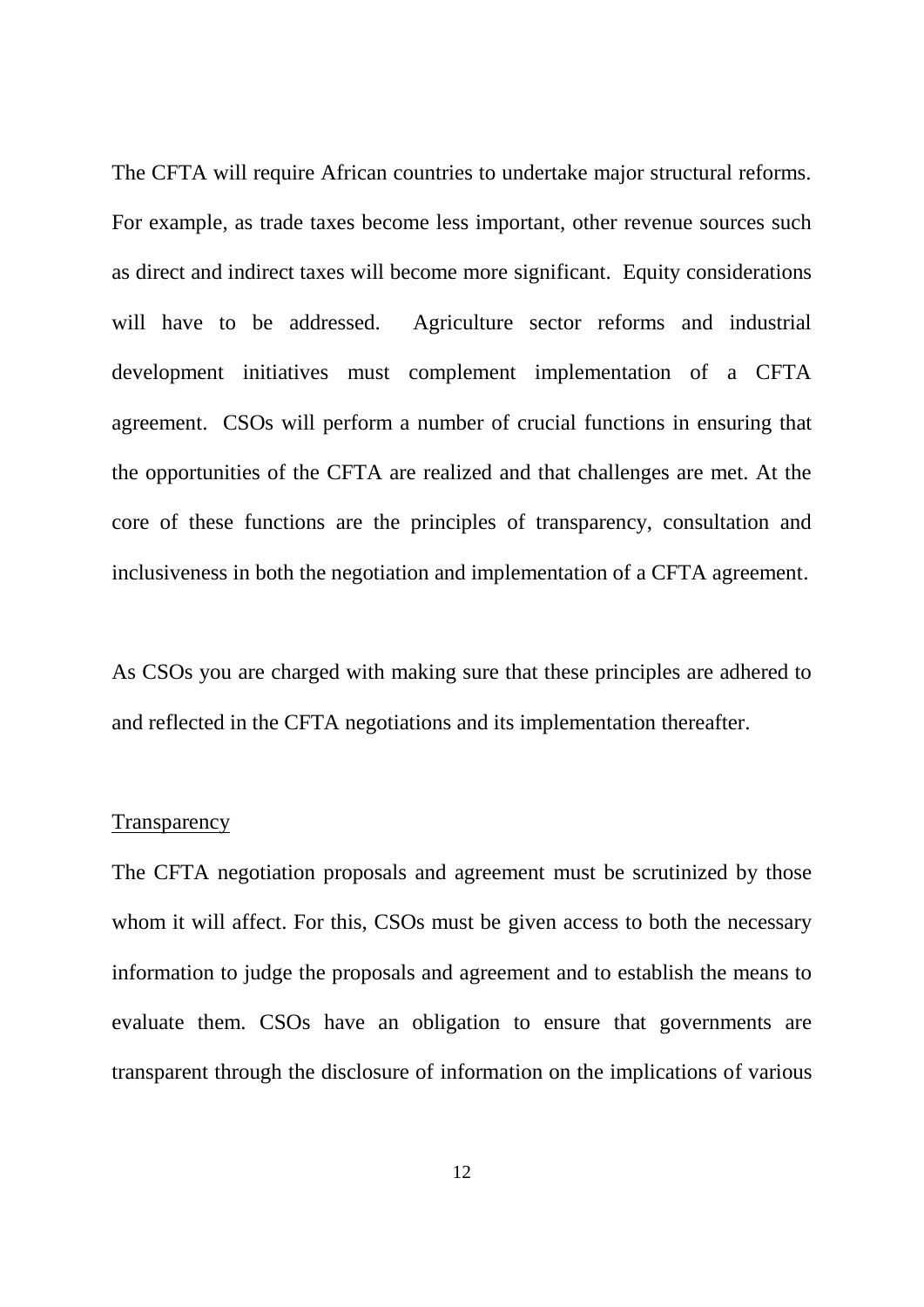The CFTA will require African countries to undertake major structural reforms. For example, as trade taxes become less important, other revenue sources such as direct and indirect taxes will become more significant. Equity considerations will have to be addressed. Agriculture sector reforms and industrial development initiatives must complement implementation of a CFTA agreement. CSOs will perform a number of crucial functions in ensuring that the opportunities of the CFTA are realized and that challenges are met. At the core of these functions are the principles of transparency, consultation and inclusiveness in both the negotiation and implementation of a CFTA agreement.

As CSOs you are charged with making sure that these principles are adhered to and reflected in the CFTA negotiations and its implementation thereafter.

<u>Transparency</u>

The CFTA negotiation proposals and agreement must be scrutinized by those whom it will affect. For this, CSOs must be given access to both the necessary information to judge the proposals and agreement and to establish the means to evaluate them. CSOs have an obligation to ensure that governments are transparent through the disclosure of information on the implications of various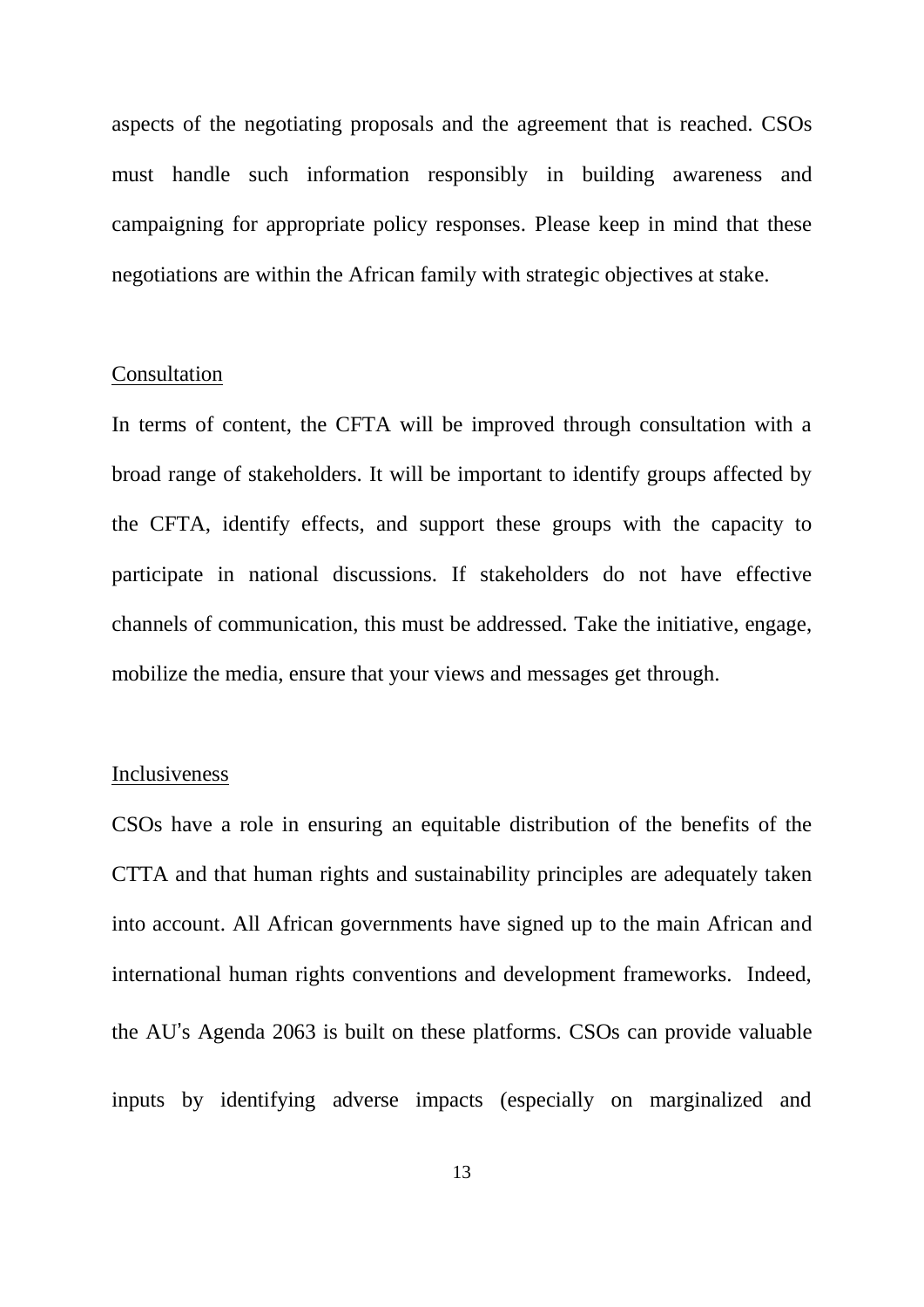aspects of the negotiating proposals and the agreement that is reached. CSOs must handle such information responsibly in building awareness and campaigning for appropriate policy responses. Please keep in mind that these negotiations are within the African family with strategic objectives at stake.

Consultation

In terms of content, the CFTA will be improved through consultation with a broad range of stakeholders. It will be important to identify groups affected by the CFTA, identify effects, and support these groups with the capacity to participate in national discussions. If stakeholders do not have effective channels of communication, this must be addressed. Take the initiative, engage, mobilize the media, ensure that your views and messages get through.

Inclusiveness

CSOs have a role in ensuring an equitable distribution of the benefits of the CTTA and that human rights and sustainability principles are adequately taken into account. All African governments have signed up to the main African and international human rights conventions and development frameworks. Indeed, the AU's Agenda 2063 is built on these platforms. CSOs can provide valuable inputs by identifying adverse impacts (especially on marginalized and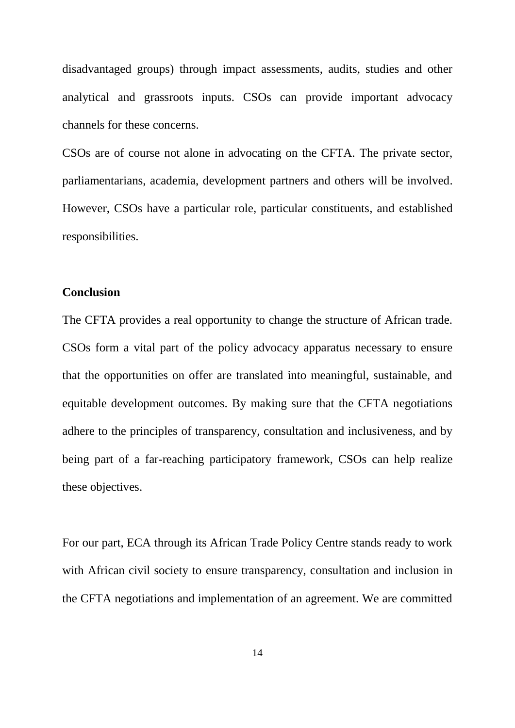disadvantaged groups) through impact assessments, audits, studies and other analytical and grassroots inputs. CSOs can provide important advocacy channels for these concerns.

CSOs are of course not alone in advocating on the CFTA. The private sector, parliamentarians, academia, development partners and others will be involved. However, CSOs have a particular role, particular constituents, and established responsibilities.

**Conclusion**

The CFTA provides a real opportunity to change the structure of African trade. CSOs form a vital part of the policy advocacy apparatus necessary to ensure that the opportunities on offer are translated into meaningful, sustainable, and equitable development outcomes. By making sure that the CFTA negotiations adhere to the principles of transparency, consultation and inclusiveness, and by being part of a far-reaching participatory framework, CSOs can help realize these objectives.

For our part, ECA through its African Trade Policy Centre stands ready to work with African civil society to ensure transparency, consultation and inclusion in the CFTA negotiations and implementation of an agreement. We are committed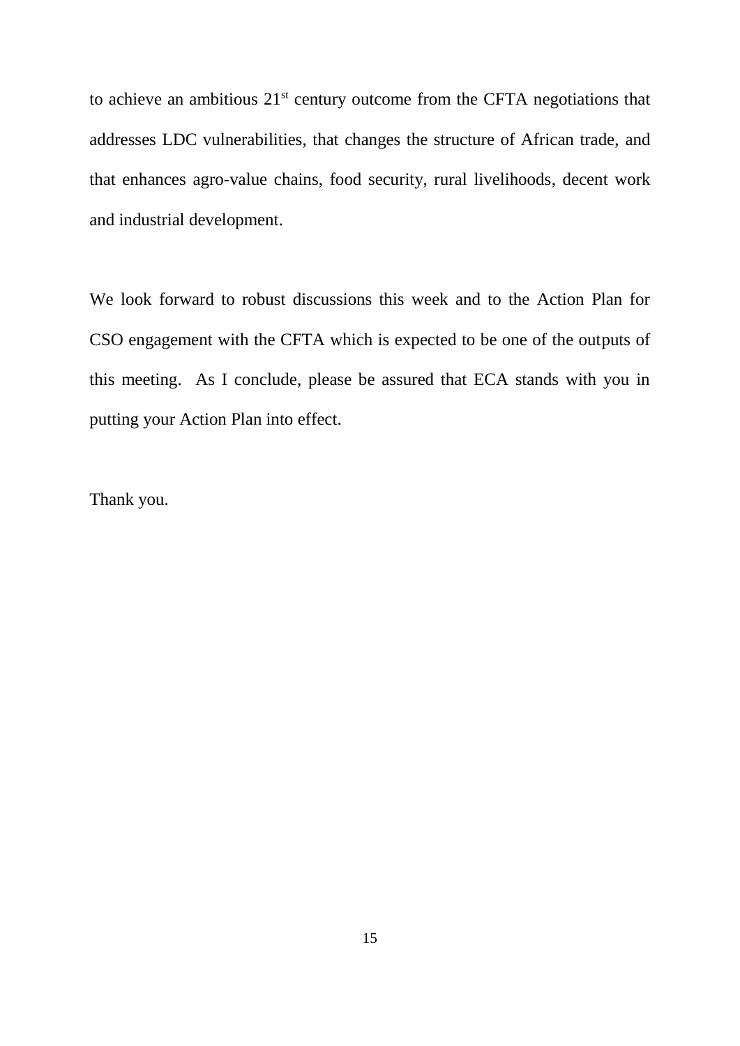to achieve an ambitious 21st century outcome from the CFTA negotiations that addresses LDC vulnerabilities, that changes the structure of African trade, and that enhances agro-value chains, food security, rural livelihoods, decent work and industrial development.

We look forward to robust discussions this week and to the Action Plan for CSO engagement with the CFTA which is expected to be one of the outputs of this meeting. As I conclude, please be assured that ECA stands with you in putting your Action Plan into effect.

Thank you.